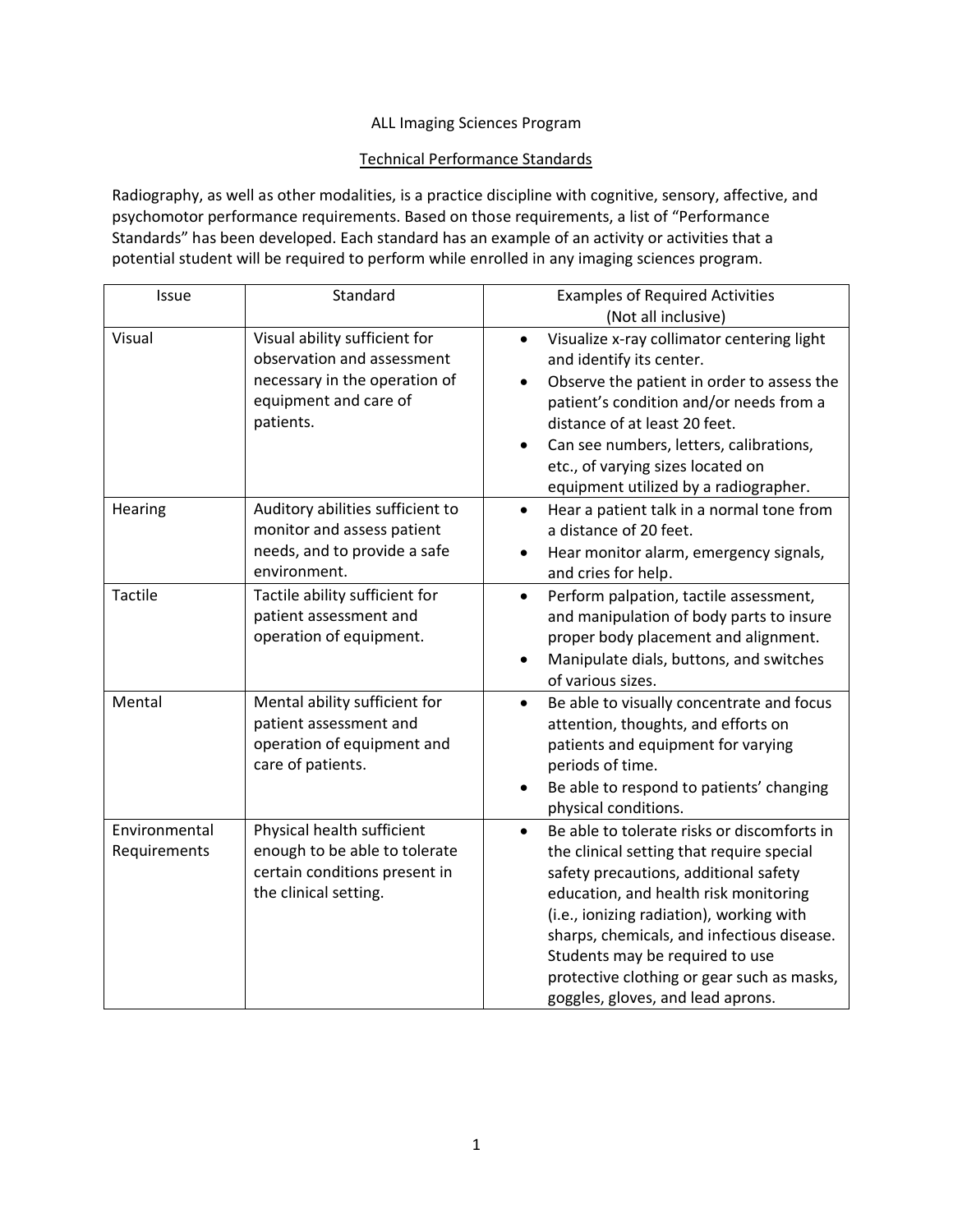ALL Imaging Sciences Program

Technical Performance Standards

Radiography, as well as other modalities, is a practice discipline with cognitive, sensory, affective, and psychomotor performance requirements. Based on those requirements, a list of "Performance Standards" has been developed. Each standard has an example of an activity or activities that a potential student will be required to perform while enrolled in any imaging sciences program.

| Issue | Standard | Examples of Required Activities (Not all inclusive) |
|---|---|---|
| Visual | Visual ability sufficient for observation and assessment necessary in the operation of equipment and care of patients. | • Visualize x-ray collimator centering light and identify its center.<br>• Observe the patient in order to assess the patient's condition and/or needs from a distance of at least 20 feet.<br>• Can see numbers, letters, calibrations, etc., of varying sizes located on equipment utilized by a radiographer. |
| Hearing | Auditory abilities sufficient to monitor and assess patient needs, and to provide a safe environment. | • Hear a patient talk in a normal tone from a distance of 20 feet.<br>• Hear monitor alarm, emergency signals, and cries for help. |
| Tactile | Tactile ability sufficient for patient assessment and operation of equipment. | • Perform palpation, tactile assessment, and manipulation of body parts to insure proper body placement and alignment.<br>• Manipulate dials, buttons, and switches of various sizes. |
| Mental | Mental ability sufficient for patient assessment and operation of equipment and care of patients. | • Be able to visually concentrate and focus attention, thoughts, and efforts on patients and equipment for varying periods of time.<br>• Be able to respond to patients' changing physical conditions. |
| Environmental Requirements | Physical health sufficient enough to be able to tolerate certain conditions present in the clinical setting. | • Be able to tolerate risks or discomforts in the clinical setting that require special safety precautions, additional safety education, and health risk monitoring (i.e., ionizing radiation), working with sharps, chemicals, and infectious disease. Students may be required to use protective clothing or gear such as masks, goggles, gloves, and lead aprons. |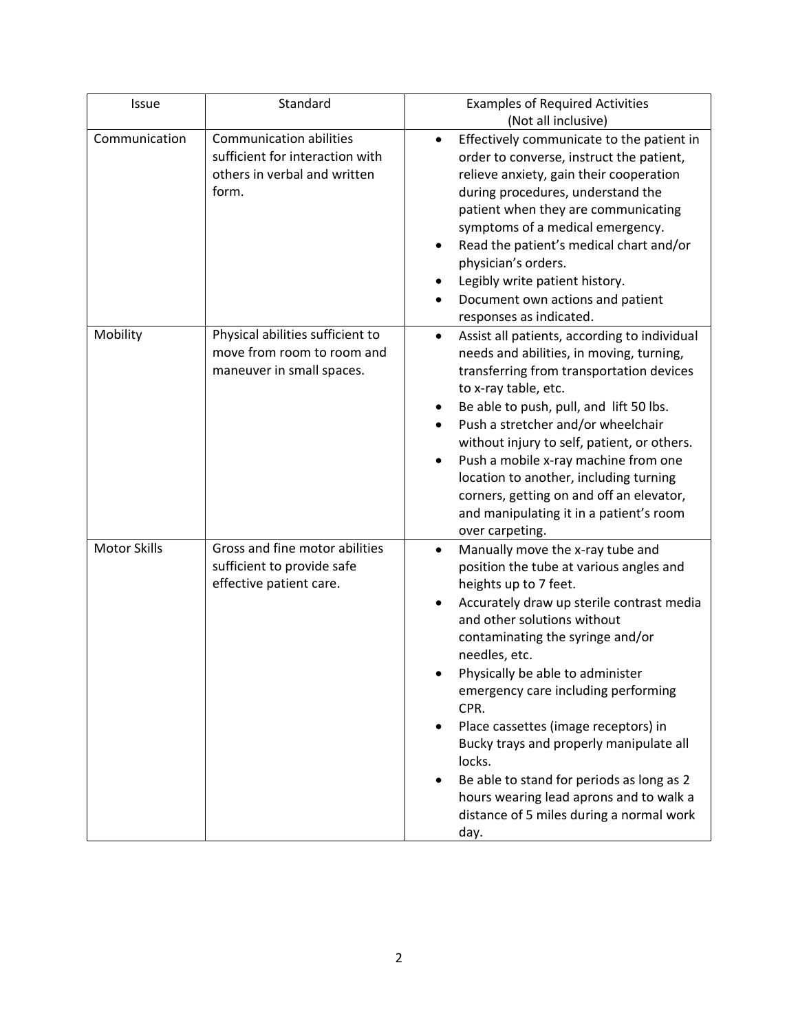| Issue | Standard | Examples of Required Activities (Not all inclusive) |
|---|---|---|
| Communication | Communication abilities sufficient for interaction with others in verbal and written form. | • Effectively communicate to the patient in order to converse, instruct the patient, relieve anxiety, gain their cooperation during procedures, understand the patient when they are communicating symptoms of a medical emergency.<br>• Read the patient's medical chart and/or physician's orders.<br>• Legibly write patient history.<br>• Document own actions and patient responses as indicated. |
| Mobility | Physical abilities sufficient to move from room to room and maneuver in small spaces. | • Assist all patients, according to individual needs and abilities, in moving, turning, transferring from transportation devices to x-ray table, etc.<br>• Be able to push, pull, and lift 50 lbs.<br>• Push a stretcher and/or wheelchair without injury to self, patient, or others.<br>• Push a mobile x-ray machine from one location to another, including turning corners, getting on and off an elevator, and manipulating it in a patient's room over carpeting. |
| Motor Skills | Gross and fine motor abilities sufficient to provide safe effective patient care. | • Manually move the x-ray tube and position the tube at various angles and heights up to 7 feet.<br>• Accurately draw up sterile contrast media and other solutions without contaminating the syringe and/or needles, etc.<br>• Physically be able to administer emergency care including performing CPR.<br>• Place cassettes (image receptors) in Bucky trays and properly manipulate all locks.<br>• Be able to stand for periods as long as 2 hours wearing lead aprons and to walk a distance of 5 miles during a normal work day. |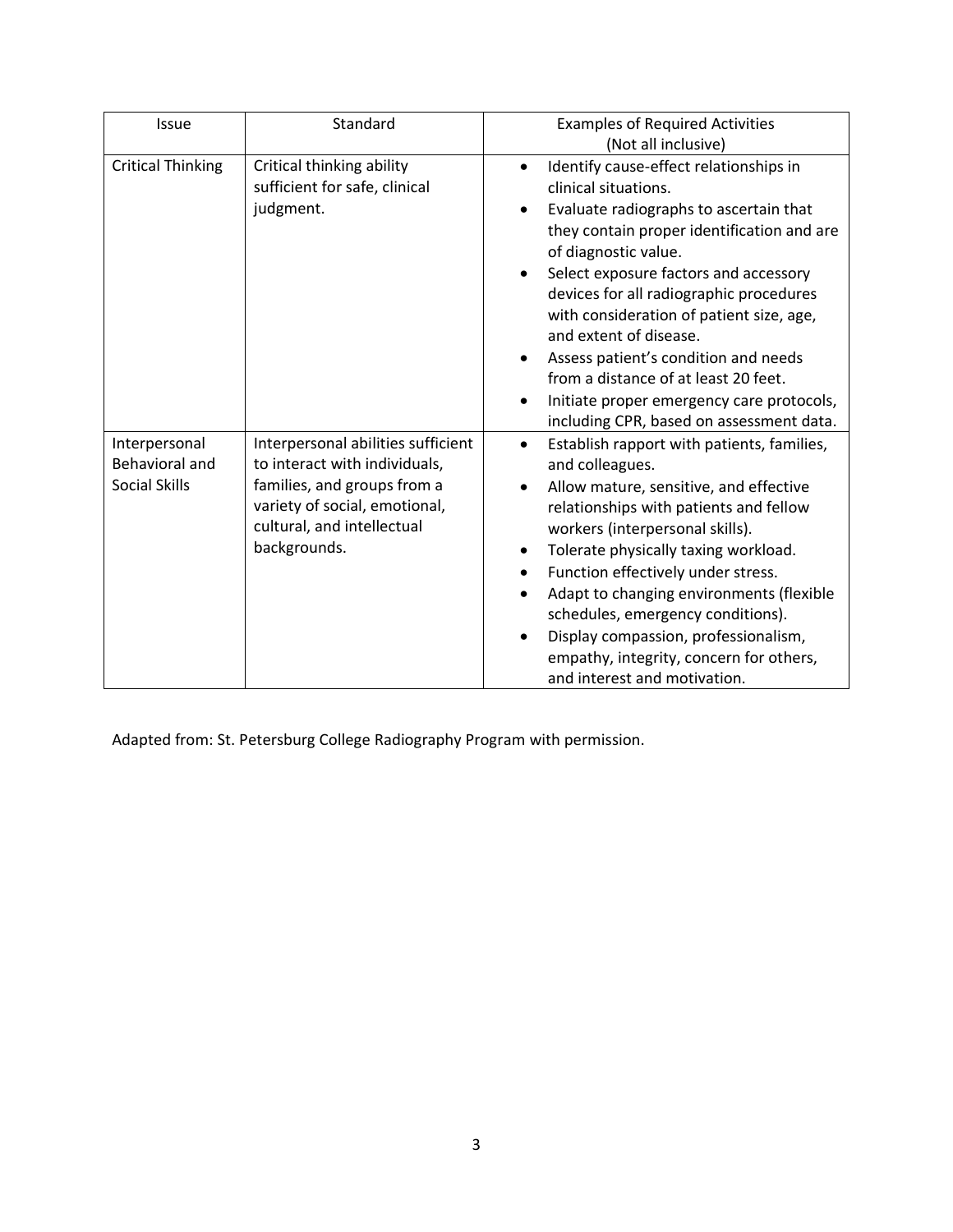| Issue | Standard | Examples of Required Activities (Not all inclusive) |
|---|---|---|
| Critical Thinking | Critical thinking ability sufficient for safe, clinical judgment. | • Identify cause-effect relationships in clinical situations.<br>• Evaluate radiographs to ascertain that they contain proper identification and are of diagnostic value.<br>• Select exposure factors and accessory devices for all radiographic procedures with consideration of patient size, age, and extent of disease.<br>• Assess patient's condition and needs from a distance of at least 20 feet.<br>• Initiate proper emergency care protocols, including CPR, based on assessment data. |
| Interpersonal Behavioral and Social Skills | Interpersonal abilities sufficient to interact with individuals, families, and groups from a variety of social, emotional, cultural, and intellectual backgrounds. | • Establish rapport with patients, families, and colleagues.<br>• Allow mature, sensitive, and effective relationships with patients and fellow workers (interpersonal skills).<br>• Tolerate physically taxing workload.<br>• Function effectively under stress.<br>• Adapt to changing environments (flexible schedules, emergency conditions).<br>• Display compassion, professionalism, empathy, integrity, concern for others, and interest and motivation. |

Adapted from: St. Petersburg College Radiography Program with permission.